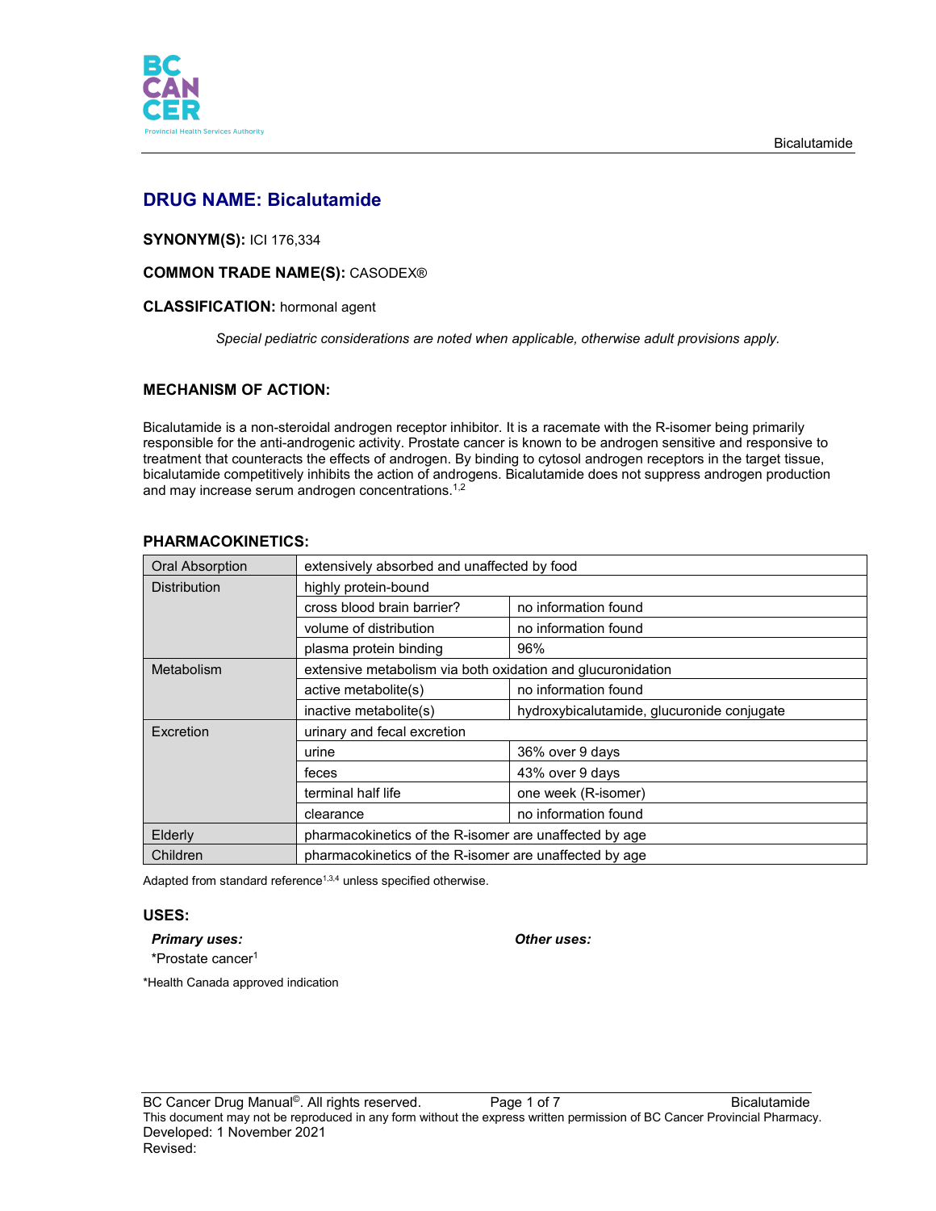# DRUG NAME: Bicalutamide

**SYNONYM(S):** ICI 176,334

**COMMON TRADE NAME(S):** CASODEX®

**CLASSIFICATION:** hormonal agent

*Special pediatric considerations are noted when applicable, otherwise adult provisions apply.*

## MECHANISM OF ACTION:

Bicalutamide is a non-steroidal androgen receptor inhibitor. It is a racemate with the R-isomer being primarily responsible for the anti-androgenic activity. Prostate cancer is known to be androgen sensitive and responsive to treatment that counteracts the effects of androgen. By binding to cytosol androgen receptors in the target tissue, bicalutamide competitively inhibits the action of androgens. Bicalutamide does not suppress androgen production and may increase serum androgen concentrations.[1,2]

## PHARMACOKINETICS:

| | | |
|---|---|---|
| Oral Absorption | extensively absorbed and unaffected by food | |
| Distribution | highly protein-bound | |
| | cross blood brain barrier? | no information found |
| | volume of distribution | no information found |
| | plasma protein binding | 96% |
| Metabolism | extensive metabolism via both oxidation and glucuronidation | |
| | active metabolite(s) | no information found |
| | inactive metabolite(s) | hydroxybicalutamide, glucuronide conjugate |
| Excretion | urinary and fecal excretion | |
| | urine | 36% over 9 days |
| | feces | 43% over 9 days |
| | terminal half life | one week (R-isomer) |
| | clearance | no information found |
| Elderly | pharmacokinetics of the R-isomer are unaffected by age | |
| Children | pharmacokinetics of the R-isomer are unaffected by age | |

Adapted from standard reference[1,3,4] unless specified otherwise.

## USES:

***Primary uses:***

*Prostate cancer[1]

***Other uses:***

*Health Canada approved indication

Developed: 1 November 2021
Revised: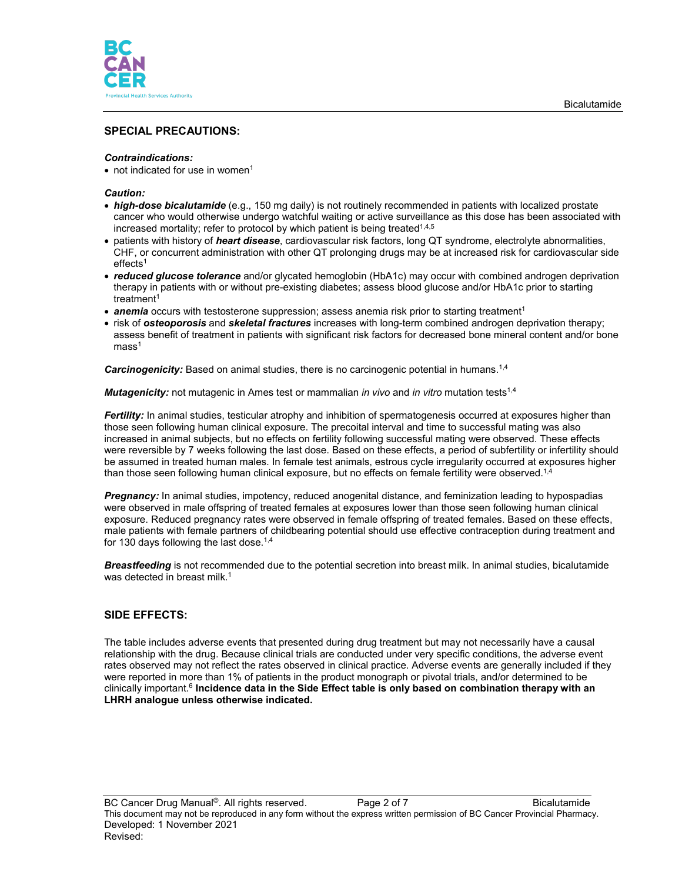## SPECIAL PRECAUTIONS:

***Contraindications:***

- not indicated for use in women[1]

***Caution:***

- ***high-dose bicalutamide*** (e.g., 150 mg daily) is not routinely recommended in patients with localized prostate cancer who would otherwise undergo watchful waiting or active surveillance as this dose has been associated with increased mortality; refer to protocol by which patient is being treated[1,4,5]
- patients with history of ***heart disease***, cardiovascular risk factors, long QT syndrome, electrolyte abnormalities, CHF, or concurrent administration with other QT prolonging drugs may be at increased risk for cardiovascular side effects[1]
- ***reduced glucose tolerance*** and/or glycated hemoglobin (HbA1c) may occur with combined androgen deprivation therapy in patients with or without pre-existing diabetes; assess blood glucose and/or HbA1c prior to starting treatment[1]
- ***anemia*** occurs with testosterone suppression; assess anemia risk prior to starting treatment[1]
- risk of ***osteoporosis*** and ***skeletal fractures*** increases with long-term combined androgen deprivation therapy; assess benefit of treatment in patients with significant risk factors for decreased bone mineral content and/or bone mass[1]

***Carcinogenicity:*** Based on animal studies, there is no carcinogenic potential in humans.[1,4]

***Mutagenicity:*** not mutagenic in Ames test or mammalian *in vivo* and *in vitro* mutation tests[1,4]

***Fertility:*** In animal studies, testicular atrophy and inhibition of spermatogenesis occurred at exposures higher than those seen following human clinical exposure. The precoital interval and time to successful mating was also increased in animal subjects, but no effects on fertility following successful mating were observed. These effects were reversible by 7 weeks following the last dose. Based on these effects, a period of subfertility or infertility should be assumed in treated human males. In female test animals, estrous cycle irregularity occurred at exposures higher than those seen following human clinical exposure, but no effects on female fertility were observed.[1,4]

***Pregnancy:*** In animal studies, impotency, reduced anogenital distance, and feminization leading to hypospadias were observed in male offspring of treated females at exposures lower than those seen following human clinical exposure. Reduced pregnancy rates were observed in female offspring of treated females. Based on these effects, male patients with female partners of childbearing potential should use effective contraception during treatment and for 130 days following the last dose.[1,4]

***Breastfeeding*** is not recommended due to the potential secretion into breast milk. In animal studies, bicalutamide was detected in breast milk.[1]

## SIDE EFFECTS:

The table includes adverse events that presented during drug treatment but may not necessarily have a causal relationship with the drug. Because clinical trials are conducted under very specific conditions, the adverse event rates observed may not reflect the rates observed in clinical practice. Adverse events are generally included if they were reported in more than 1% of patients in the product monograph or pivotal trials, and/or determined to be clinically important.[6] **Incidence data in the Side Effect table is only based on combination therapy with an LHRH analogue unless otherwise indicated.**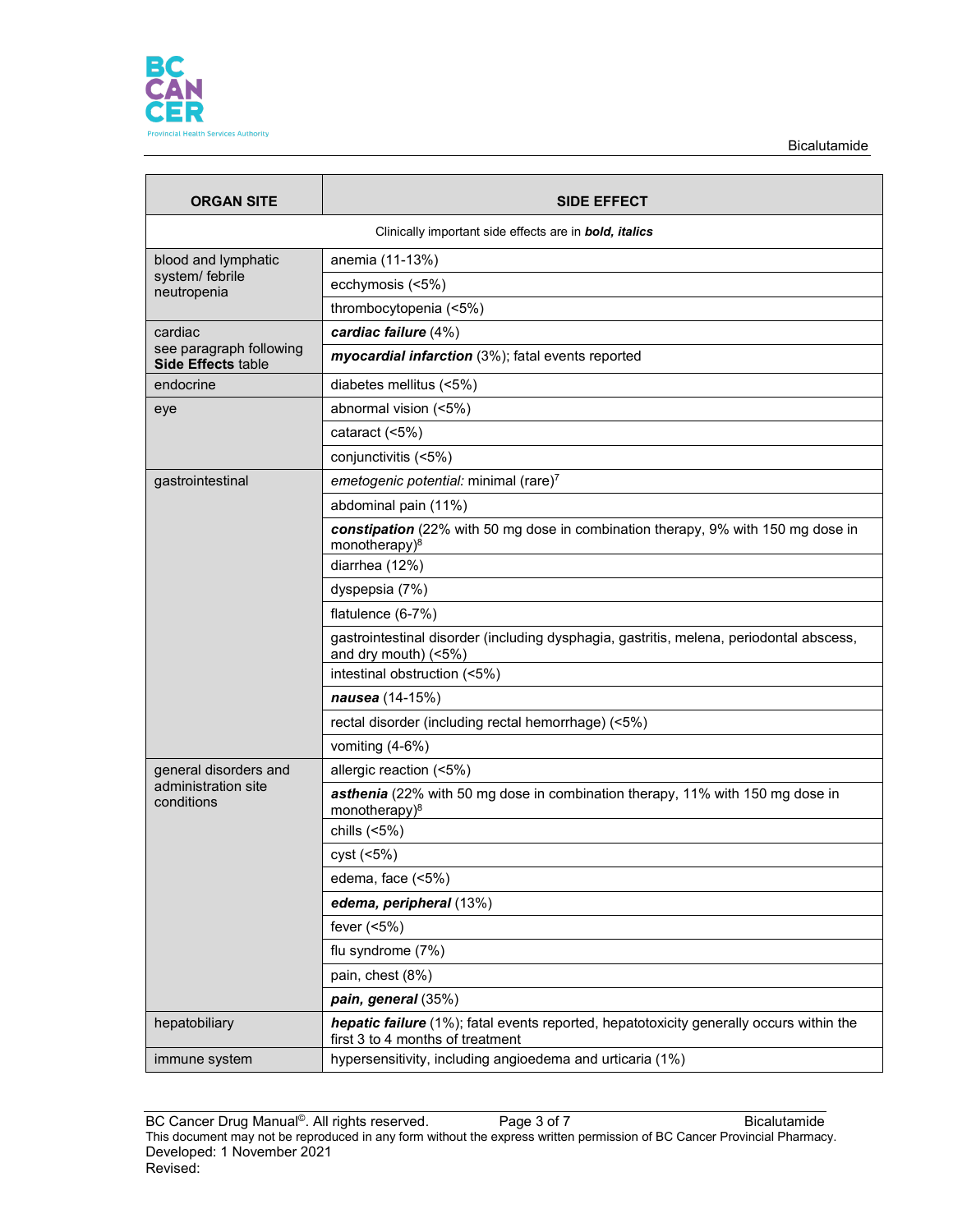| ORGAN SITE | SIDE EFFECT |
|---|---|
| Clinically important side effects are in ***bold, italics*** | |
| blood and lymphatic system/ febrile neutropenia | anemia (11-13%) |
| | ecchymosis (<5%) |
| | thrombocytopenia (<5%) |
| cardiac see paragraph following **Side Effects** table | ***cardiac failure*** (4%) |
| | ***myocardial infarction*** (3%); fatal events reported |
| endocrine | diabetes mellitus (<5%) |
| eye | abnormal vision (<5%) |
| | cataract (<5%) |
| | conjunctivitis (<5%) |
| gastrointestinal | *emetogenic potential:* minimal (rare)[7] |
| | abdominal pain (11%) |
| | ***constipation*** (22% with 50 mg dose in combination therapy, 9% with 150 mg dose in monotherapy)[8] |
| | diarrhea (12%) |
| | dyspepsia (7%) |
| | flatulence (6-7%) |
| | gastrointestinal disorder (including dysphagia, gastritis, melena, periodontal abscess, and dry mouth) (<5%) |
| | intestinal obstruction (<5%) |
| | ***nausea*** (14-15%) |
| | rectal disorder (including rectal hemorrhage) (<5%) |
| | vomiting (4-6%) |
| general disorders and administration site conditions | allergic reaction (<5%) |
| | ***asthenia*** (22% with 50 mg dose in combination therapy, 11% with 150 mg dose in monotherapy)[8] |
| | chills (<5%) |
| | cyst (<5%) |
| | edema, face (<5%) |
| | ***edema, peripheral*** (13%) |
| | fever (<5%) |
| | flu syndrome (7%) |
| | pain, chest (8%) |
| | ***pain, general*** (35%) |
| hepatobiliary | ***hepatic failure*** (1%); fatal events reported, hepatotoxicity generally occurs within the first 3 to 4 months of treatment |
| immune system | hypersensitivity, including angioedema and urticaria (1%) |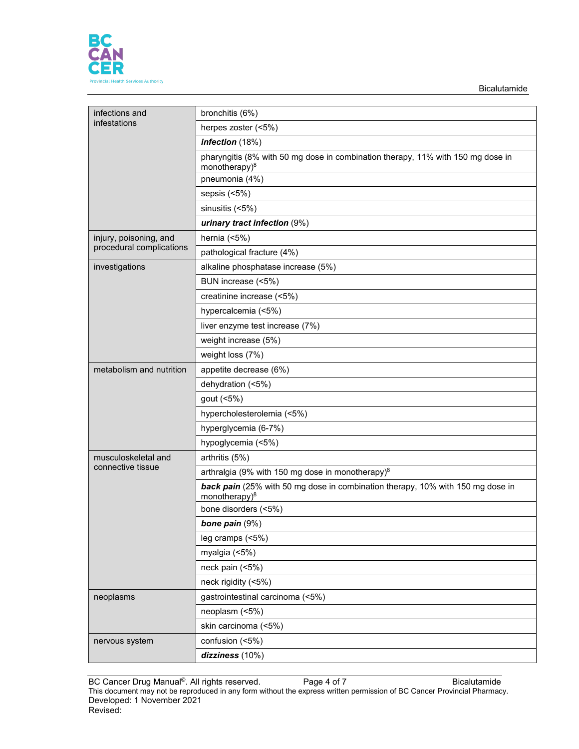| | |
|---|---|
| infections and infestations | bronchitis (6%) |
| | herpes zoster (<5%) |
| | ***infection*** (18%) |
| | pharyngitis (8% with 50 mg dose in combination therapy, 11% with 150 mg dose in monotherapy)[8] |
| | pneumonia (4%) |
| | sepsis (<5%) |
| | sinusitis (<5%) |
| | ***urinary tract infection*** (9%) |
| injury, poisoning, and procedural complications | hernia (<5%) |
| | pathological fracture (4%) |
| investigations | alkaline phosphatase increase (5%) |
| | BUN increase (<5%) |
| | creatinine increase (<5%) |
| | hypercalcemia (<5%) |
| | liver enzyme test increase (7%) |
| | weight increase (5%) |
| | weight loss (7%) |
| metabolism and nutrition | appetite decrease (6%) |
| | dehydration (<5%) |
| | gout (<5%) |
| | hypercholesterolemia (<5%) |
| | hyperglycemia (6-7%) |
| | hypoglycemia (<5%) |
| musculoskeletal and connective tissue | arthritis (5%) |
| | arthralgia (9% with 150 mg dose in monotherapy)[8] |
| | ***back pain*** (25% with 50 mg dose in combination therapy, 10% with 150 mg dose in monotherapy)[8] |
| | bone disorders (<5%) |
| | ***bone pain*** (9%) |
| | leg cramps (<5%) |
| | myalgia (<5%) |
| | neck pain (<5%) |
| | neck rigidity (<5%) |
| neoplasms | gastrointestinal carcinoma (<5%) |
| | neoplasm (<5%) |
| | skin carcinoma (<5%) |
| nervous system | confusion (<5%) |
| | ***dizziness*** (10%) |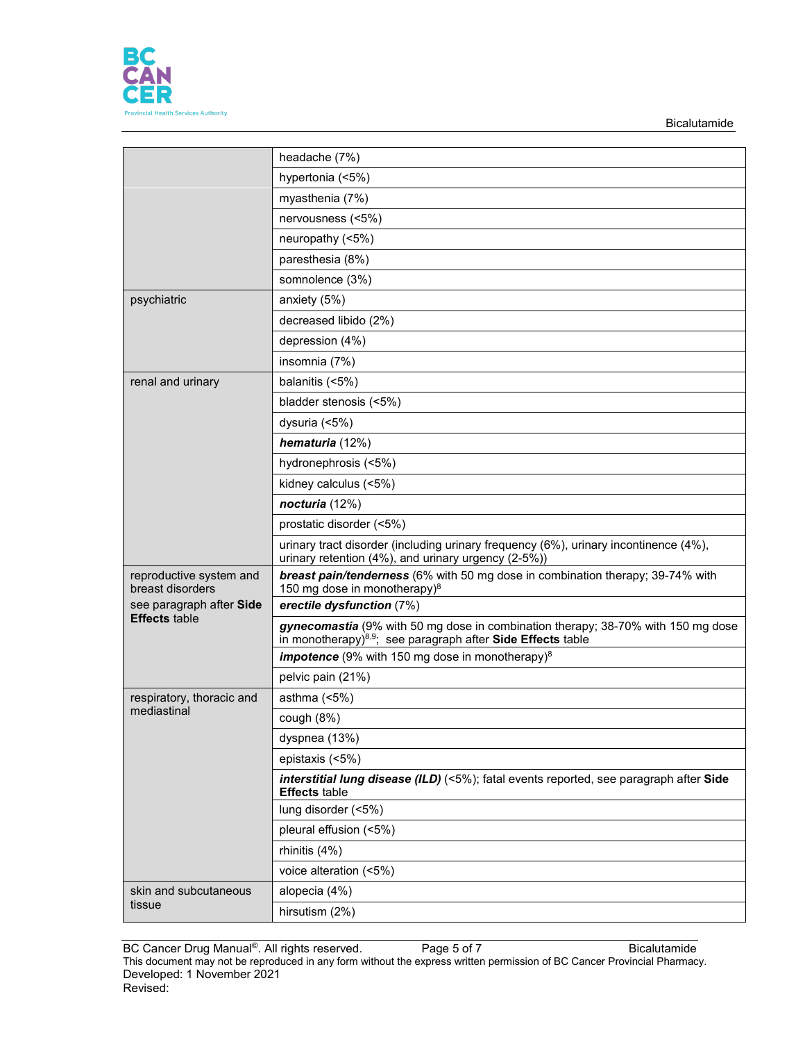| | |
|---|---|
| | headache (7%) |
| | hypertonia (<5%) |
| | myasthenia (7%) |
| | nervousness (<5%) |
| | neuropathy (<5%) |
| | paresthesia (8%) |
| | somnolence (3%) |
| psychiatric | anxiety (5%) |
| | decreased libido (2%) |
| | depression (4%) |
| | insomnia (7%) |
| renal and urinary | balanitis (<5%) |
| | bladder stenosis (<5%) |
| | dysuria (<5%) |
| | ***hematuria*** (12%) |
| | hydronephrosis (<5%) |
| | kidney calculus (<5%) |
| | ***nocturia*** (12%) |
| | prostatic disorder (<5%) |
| | urinary tract disorder (including urinary frequency (6%), urinary incontinence (4%), urinary retention (4%), and urinary urgency (2-5%)) |
| reproductive system and breast disorders<br>see paragraph after **Side Effects** table | ***breast pain/tenderness*** (6% with 50 mg dose in combination therapy; 39-74% with 150 mg dose in monotherapy)[8] |
| | ***erectile dysfunction*** (7%) |
| | ***gynecomastia*** (9% with 50 mg dose in combination therapy; 38-70% with 150 mg dose in monotherapy)[8,9]; see paragraph after **Side Effects** table |
| | ***impotence*** (9% with 150 mg dose in monotherapy)[8] |
| | pelvic pain (21%) |
| respiratory, thoracic and mediastinal | asthma (<5%) |
| | cough (8%) |
| | dyspnea (13%) |
| | epistaxis (<5%) |
| | ***interstitial lung disease (ILD)*** (<5%); fatal events reported, see paragraph after **Side Effects** table |
| | lung disorder (<5%) |
| | pleural effusion (<5%) |
| | rhinitis (4%) |
| | voice alteration (<5%) |
| skin and subcutaneous tissue | alopecia (4%) |
| | hirsutism (2%) |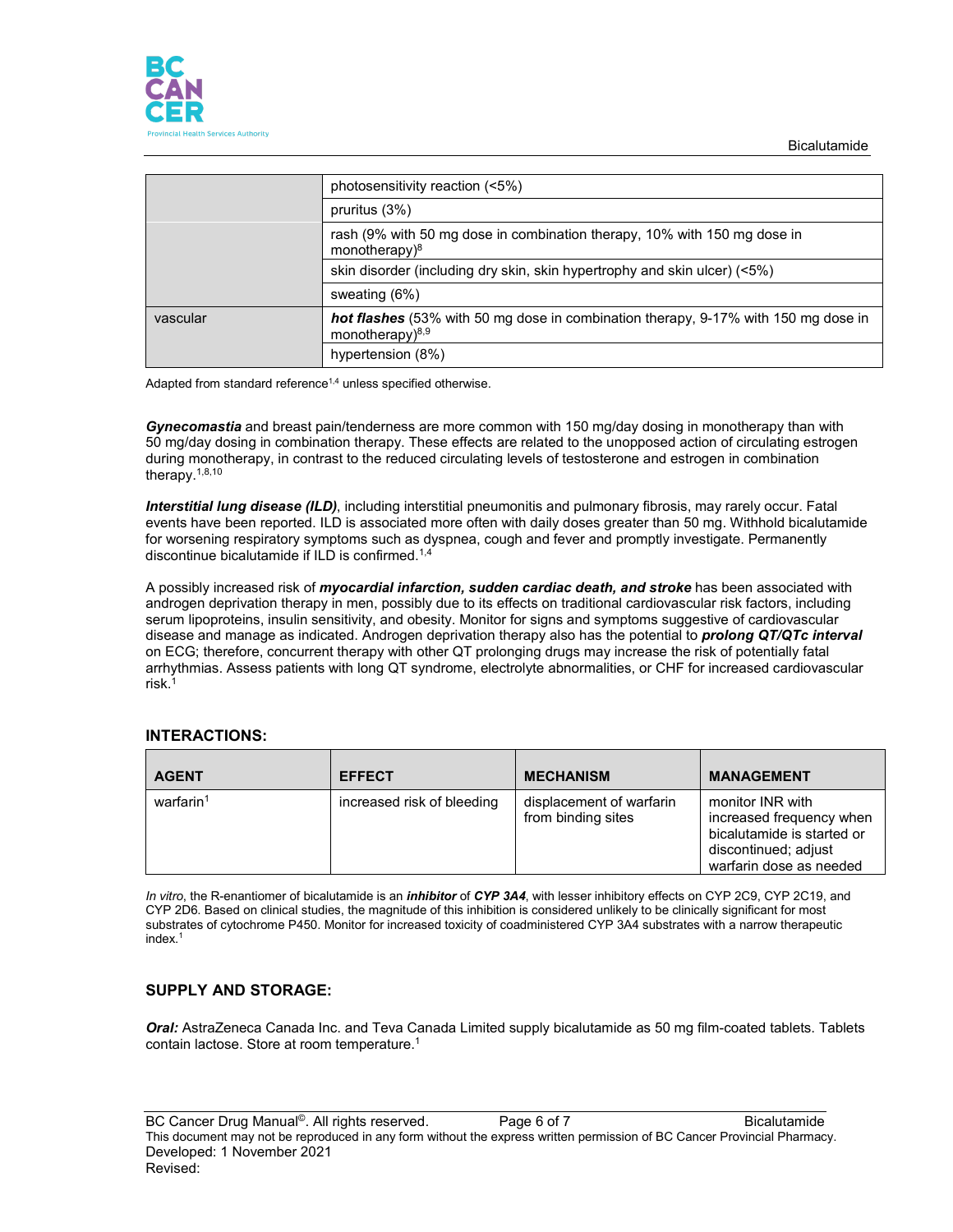| | |
|---|---|
| | photosensitivity reaction (<5%) |
| | pruritus (3%) |
| | rash (9% with 50 mg dose in combination therapy, 10% with 150 mg dose in monotherapy)[8] |
| | skin disorder (including dry skin, skin hypertrophy and skin ulcer) (<5%) |
| | sweating (6%) |
| vascular | ***hot flashes*** (53% with 50 mg dose in combination therapy, 9-17% with 150 mg dose in monotherapy)[8,9] |
| | hypertension (8%) |

Adapted from standard reference[1,4] unless specified otherwise.

***Gynecomastia*** and breast pain/tenderness are more common with 150 mg/day dosing in monotherapy than with 50 mg/day dosing in combination therapy. These effects are related to the unopposed action of circulating estrogen during monotherapy, in contrast to the reduced circulating levels of testosterone and estrogen in combination therapy.[1,8,10]

***Interstitial lung disease (ILD)***, including interstitial pneumonitis and pulmonary fibrosis, may rarely occur. Fatal events have been reported. ILD is associated more often with daily doses greater than 50 mg. Withhold bicalutamide for worsening respiratory symptoms such as dyspnea, cough and fever and promptly investigate. Permanently discontinue bicalutamide if ILD is confirmed.[1,4]

A possibly increased risk of ***myocardial infarction, sudden cardiac death, and stroke*** has been associated with androgen deprivation therapy in men, possibly due to its effects on traditional cardiovascular risk factors, including serum lipoproteins, insulin sensitivity, and obesity. Monitor for signs and symptoms suggestive of cardiovascular disease and manage as indicated. Androgen deprivation therapy also has the potential to ***prolong QT/QTc interval*** on ECG; therefore, concurrent therapy with other QT prolonging drugs may increase the risk of potentially fatal arrhythmias. Assess patients with long QT syndrome, electrolyte abnormalities, or CHF for increased cardiovascular risk.[1]

## INTERACTIONS:

| AGENT | EFFECT | MECHANISM | MANAGEMENT |
|---|---|---|---|
| warfarin[1] | increased risk of bleeding | displacement of warfarin from binding sites | monitor INR with increased frequency when bicalutamide is started or discontinued; adjust warfarin dose as needed |

*In vitro*, the R-enantiomer of bicalutamide is an ***inhibitor*** of ***CYP 3A4***, with lesser inhibitory effects on CYP 2C9, CYP 2C19, and CYP 2D6. Based on clinical studies, the magnitude of this inhibition is considered unlikely to be clinically significant for most substrates of cytochrome P450. Monitor for increased toxicity of coadministered CYP 3A4 substrates with a narrow therapeutic index.[1]

## SUPPLY AND STORAGE:

***Oral:*** AstraZeneca Canada Inc. and Teva Canada Limited supply bicalutamide as 50 mg film-coated tablets. Tablets contain lactose. Store at room temperature.[1]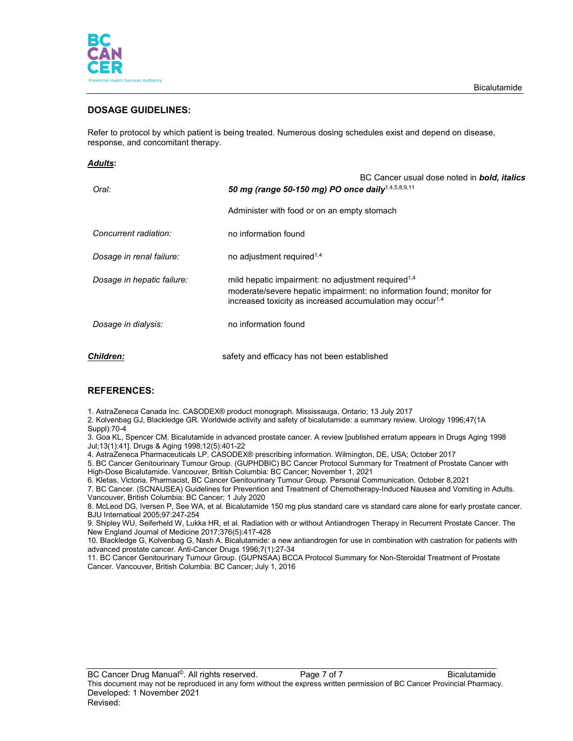## DOSAGE GUIDELINES:

Refer to protocol by which patient is being treated. Numerous dosing schedules exist and depend on disease, response, and concomitant therapy.

***Adults*:**

BC Cancer usual dose noted in ***bold, italics***

| | |
|---|---|
| *Oral:* | ***50 mg (range 50-150 mg) PO once daily***[1,4,5,8,9,11] |
| | Administer with food or on an empty stomach |
| *Concurrent radiation:* | no information found |
| *Dosage in renal failure:* | no adjustment required[1,4] |
| *Dosage in hepatic failure:* | mild hepatic impairment: no adjustment required[1,4]<br>moderate/severe hepatic impairment: no information found; monitor for increased toxicity as increased accumulation may occur[1,4] |
| *Dosage in dialysis:* | no information found |

***Children:*** safety and efficacy has not been established

## REFERENCES:

1. AstraZeneca Canada Inc. CASODEX® product monograph. Mississauga, Ontario; 13 July 2017
2. Kolvenbag GJ, Blackledge GR. Worldwide activity and safety of bicalutamide: a summary review. Urology 1996;47(1A Suppl):70-4
3. Goa KL, Spencer CM. Bicalutamide in advanced prostate cancer. A review [published erratum appears in Drugs Aging 1998 Jul;13(1):41]. Drugs & Aging 1998;12(5):401-22
4. AstraZeneca Pharmaceuticals LP. CASODEX® prescribing information. Wilmington, DE, USA; October 2017
5. BC Cancer Genitourinary Tumour Group. (GUPHDBIC) BC Cancer Protocol Summary for Treatment of Prostate Cancer with High-Dose Bicalutamide. Vancouver, British Columbia: BC Cancer; November 1, 2021
6. Kletas, Victoria. Pharmacist, BC Cancer Genitourinary Tumour Group. Personal Communication. October 8,2021
7. BC Cancer. (SCNAUSEA) Guidelines for Prevention and Treatment of Chemotherapy-Induced Nausea and Vomiting in Adults. Vancouver, British Columbia: BC Cancer; 1 July 2020
8. McLeod DG, Iversen P, See WA, et al. Bicalutamide 150 mg plus standard care vs standard care alone for early prostate cancer. BJU Internatioal 2005;97:247-254
9. Shipley WU, Seiferheld W, Lukka HR, et al. Radiation with or without Antiandrogen Therapy in Recurrent Prostate Cancer. The New England Journal of Medicine 2017;376(5):417-428
10. Blackledge G, Kolvenbag G, Nash A. Bicalutamide: a new antiandrogen for use in combination with castration for patients with advanced prostate cancer. Anti-Cancer Drugs 1996;7(1):27-34
11. BC Cancer Genitourinary Tumour Group. (GUPNSAA) BCCA Protocol Summary for Non-Steroidal Treatment of Prostate Cancer. Vancouver, British Columbia: BC Cancer; July 1, 2016